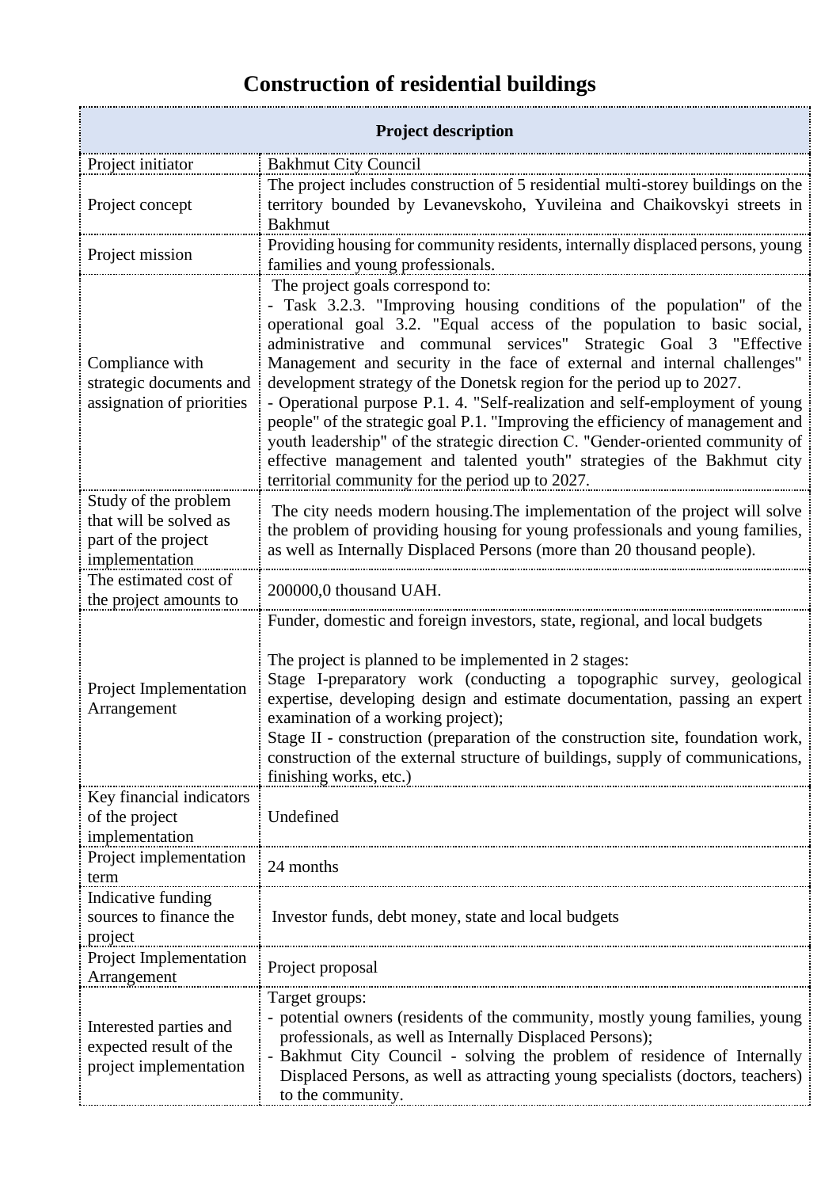# Construction of residential buildings

| Project description | |
|---|---|
| Project initiator | Bakhmut City Council |
| Project concept | The project includes construction of 5 residential multi-storey buildings on the territory bounded by Levanevskoho, Yuvileina and Chaikovskyi streets in Bakhmut |
| Project mission | Providing housing for community residents, internally displaced persons, young families and young professionals. |
| Compliance with strategic documents and assignation of priorities | The project goals correspond to:<br>- Task 3.2.3. "Improving housing conditions of the population" of the operational goal 3.2. "Equal access of the population to basic social, administrative and communal services" Strategic Goal 3 "Effective Management and security in the face of external and internal challenges" development strategy of the Donetsk region for the period up to 2027.<br>- Operational purpose P.1. 4. "Self-realization and self-employment of young people" of the strategic goal P.1. "Improving the efficiency of management and youth leadership" of the strategic direction C. "Gender-oriented community of effective management and talented youth" strategies of the Bakhmut city territorial community for the period up to 2027. |
| Study of the problem that will be solved as part of the project implementation | The city needs modern housing.The implementation of the project will solve the problem of providing housing for young professionals and young families, as well as Internally Displaced Persons (more than 20 thousand people). |
| The estimated cost of the project amounts to | 200000,0 thousand UAH. |
| Project Implementation Arrangement | Funder, domestic and foreign investors, state, regional, and local budgets<br><br>The project is planned to be implemented in 2 stages:<br>Stage I-preparatory work (conducting a topographic survey, geological expertise, developing design and estimate documentation, passing an expert examination of a working project);<br>Stage II - construction (preparation of the construction site, foundation work, construction of the external structure of buildings, supply of communications, finishing works, etc.) |
| Key financial indicators of the project implementation | Undefined |
| Project implementation term | 24 months |
| Indicative funding sources to finance the project | Investor funds, debt money, state and local budgets |
| Project Implementation Arrangement | Project proposal |
| Interested parties and expected result of the project implementation | Target groups:<br>- potential owners (residents of the community, mostly young families, young professionals, as well as Internally Displaced Persons);<br>- Bakhmut City Council - solving the problem of residence of Internally Displaced Persons, as well as attracting young specialists (doctors, teachers) to the community. |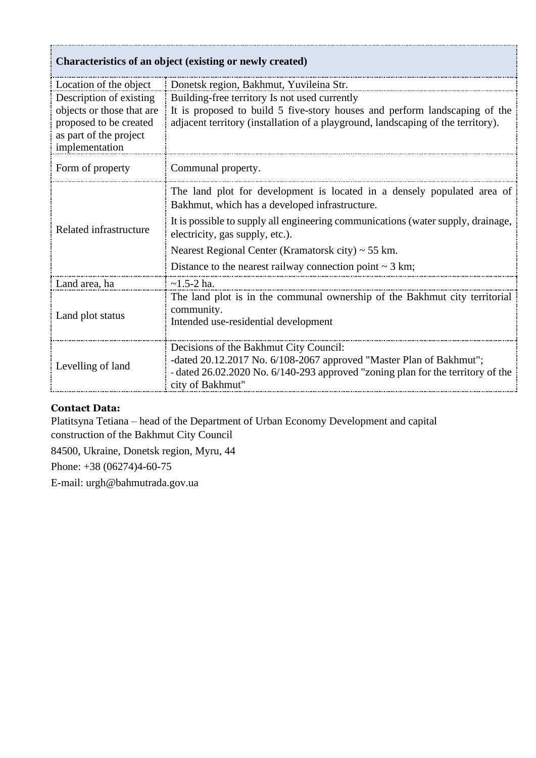| Characteristics of an object (existing or newly created) | |
|---|---|
| Location of the object | Donetsk region, Bakhmut, Yuvileina Str. |
| Description of existing objects or those that are proposed to be created as part of the project implementation | Building-free territory Is not used currently<br>It is proposed to build 5 five-story houses and perform landscaping of the adjacent territory (installation of a playground, landscaping of the territory). |
| Form of property | Communal property. |
| Related infrastructure | The land plot for development is located in a densely populated area of Bakhmut, which has a developed infrastructure.<br>It is possible to supply all engineering communications (water supply, drainage, electricity, gas supply, etc.).<br>Nearest Regional Center (Kramatorsk city) ~ 55 km.<br>Distance to the nearest railway connection point ~ 3 km; |
| Land area, ha | ~1.5-2 ha. |
| Land plot status | The land plot is in the communal ownership of the Bakhmut city territorial community.<br>Intended use-residential development |
| Levelling of land | Decisions of the Bakhmut City Council:<br>-dated 20.12.2017 No. 6/108-2067 approved "Master Plan of Bakhmut";<br>- dated 26.02.2020 No. 6/140-293 approved "zoning plan for the territory of the city of Bakhmut" |

**Contact Data:**

Platitsyna Tetiana – head of the Department of Urban Economy Development and capital construction of the Bakhmut City Council

84500, Ukraine, Donetsk region, Myru, 44

Phone: +38 (06274)4-60-75

E-mail: urgh@bahmutrada.gov.ua